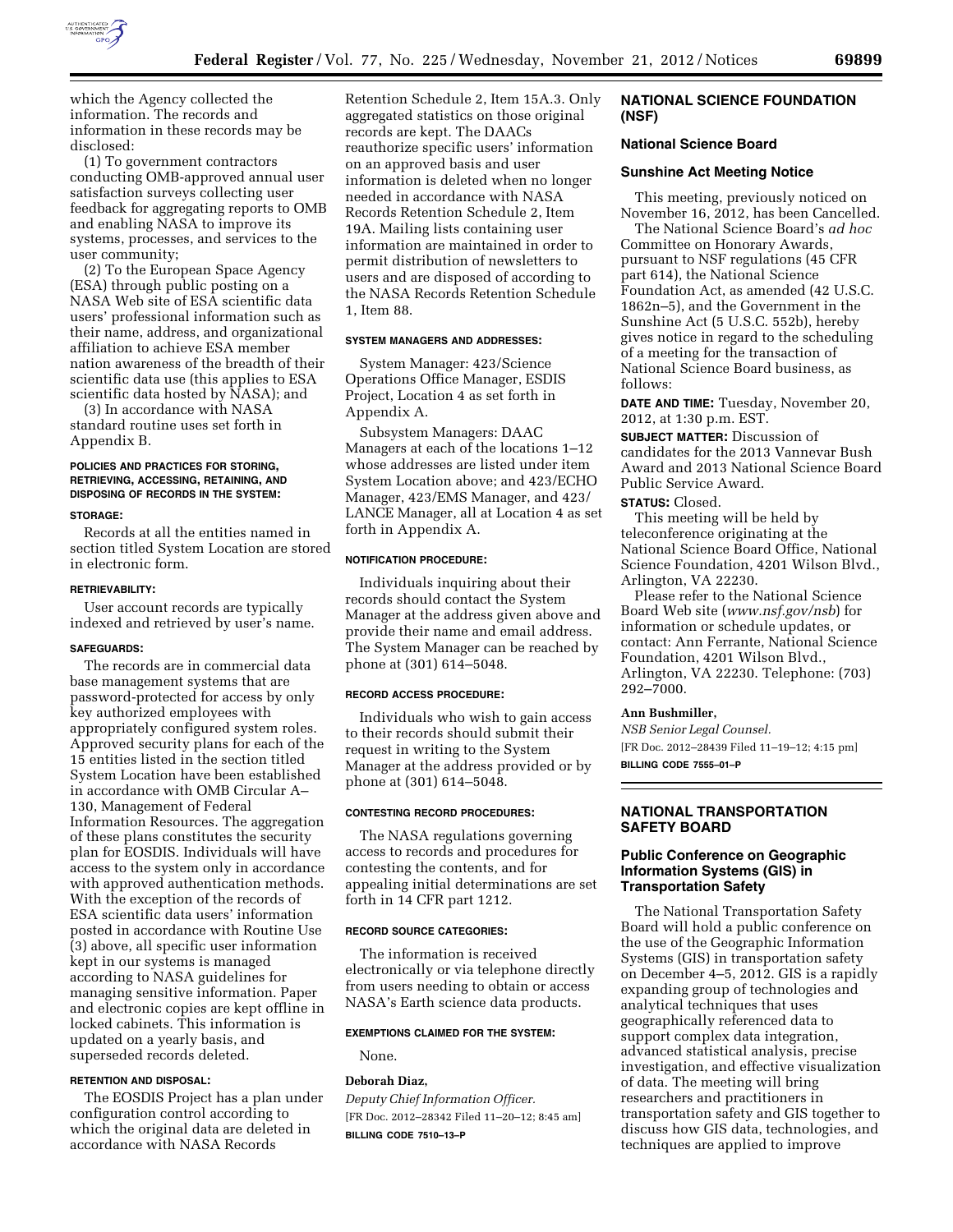which the Agency collected the information. The records and information in these records may be disclosed:

(1) To government contractors conducting OMB-approved annual user satisfaction surveys collecting user feedback for aggregating reports to OMB and enabling NASA to improve its systems, processes, and services to the user community;

(2) To the European Space Agency (ESA) through public posting on a NASA Web site of ESA scientific data users' professional information such as their name, address, and organizational affiliation to achieve ESA member nation awareness of the breadth of their scientific data use (this applies to ESA scientific data hosted by NASA); and

(3) In accordance with NASA standard routine uses set forth in Appendix B.

#### POLICIES AND PRACTICES FOR STORING, RETRIEVING, ACCESSING, RETAINING, AND DISPOSING OF RECORDS IN THE SYSTEM:

#### STORAGE:

Records at all the entities named in section titled System Location are stored in electronic form.

#### RETRIEVABILITY:

User account records are typically indexed and retrieved by user's name.

#### SAFEGUARDS:

The records are in commercial data base management systems that are password-protected for access by only key authorized employees with appropriately configured system roles. Approved security plans for each of the 15 entities listed in the section titled System Location have been established in accordance with OMB Circular A–130, Management of Federal Information Resources. The aggregation of these plans constitutes the security plan for EOSDIS. Individuals will have access to the system only in accordance with approved authentication methods. With the exception of the records of ESA scientific data users' information posted in accordance with Routine Use (3) above, all specific user information kept in our systems is managed according to NASA guidelines for managing sensitive information. Paper and electronic copies are kept offline in locked cabinets. This information is updated on a yearly basis, and superseded records deleted.

#### RETENTION AND DISPOSAL:

The EOSDIS Project has a plan under configuration control according to which the original data are deleted in accordance with NASA Records Retention Schedule 2, Item 15A.3. Only aggregated statistics on those original records are kept. The DAACs reauthorize specific users' information on an approved basis and user information is deleted when no longer needed in accordance with NASA Records Retention Schedule 2, Item 19A. Mailing lists containing user information are maintained in order to permit distribution of newsletters to users and are disposed of according to the NASA Records Retention Schedule 1, Item 88.

#### SYSTEM MANAGERS AND ADDRESSES:

System Manager: 423/Science Operations Office Manager, ESDIS Project, Location 4 as set forth in Appendix A.

Subsystem Managers: DAAC Managers at each of the locations 1–12 whose addresses are listed under item System Location above; and 423/ECHO Manager, 423/EMS Manager, and 423/LANCE Manager, all at Location 4 as set forth in Appendix A.

#### NOTIFICATION PROCEDURE:

Individuals inquiring about their records should contact the System Manager at the address given above and provide their name and email address. The System Manager can be reached by phone at (301) 614–5048.

#### RECORD ACCESS PROCEDURE:

Individuals who wish to gain access to their records should submit their request in writing to the System Manager at the address provided or by phone at (301) 614–5048.

#### CONTESTING RECORD PROCEDURES:

The NASA regulations governing access to records and procedures for contesting the contents, and for appealing initial determinations are set forth in 14 CFR part 1212.

#### RECORD SOURCE CATEGORIES:

The information is received electronically or via telephone directly from users needing to obtain or access NASA's Earth science data products.

#### EXEMPTIONS CLAIMED FOR THE SYSTEM:

None.

**Deborah Diaz,**

*Deputy Chief Information Officer.*

[FR Doc. 2012–28342 Filed 11–20–12; 8:45 am]

**BILLING CODE 7510–13–P**

## NATIONAL SCIENCE FOUNDATION (NSF)

### National Science Board

### Sunshine Act Meeting Notice

This meeting, previously noticed on November 16, 2012, has been Cancelled.

The National Science Board's *ad hoc* Committee on Honorary Awards, pursuant to NSF regulations (45 CFR part 614), the National Science Foundation Act, as amended (42 U.S.C. 1862n–5), and the Government in the Sunshine Act (5 U.S.C. 552b), hereby gives notice in regard to the scheduling of a meeting for the transaction of National Science Board business, as follows:

**DATE AND TIME:** Tuesday, November 20, 2012, at 1:30 p.m. EST.

**SUBJECT MATTER:** Discussion of candidates for the 2013 Vannevar Bush Award and 2013 National Science Board Public Service Award.

**STATUS:** Closed.

This meeting will be held by teleconference originating at the National Science Board Office, National Science Foundation, 4201 Wilson Blvd., Arlington, VA 22230.

Please refer to the National Science Board Web site (*www.nsf.gov/nsb*) for information or schedule updates, or contact: Ann Ferrante, National Science Foundation, 4201 Wilson Blvd., Arlington, VA 22230. Telephone: (703) 292–7000.

**Ann Bushmiller,**

*NSB Senior Legal Counsel.*

[FR Doc. 2012–28439 Filed 11–19–12; 4:15 pm]

**BILLING CODE 7555–01–P**

## NATIONAL TRANSPORTATION SAFETY BOARD

### Public Conference on Geographic Information Systems (GIS) in Transportation Safety

The National Transportation Safety Board will hold a public conference on the use of the Geographic Information Systems (GIS) in transportation safety on December 4–5, 2012. GIS is a rapidly expanding group of technologies and analytical techniques that uses geographically referenced data to support complex data integration, advanced statistical analysis, precise investigation, and effective visualization of data. The meeting will bring researchers and practitioners in transportation safety and GIS together to discuss how GIS data, technologies, and techniques are applied to improve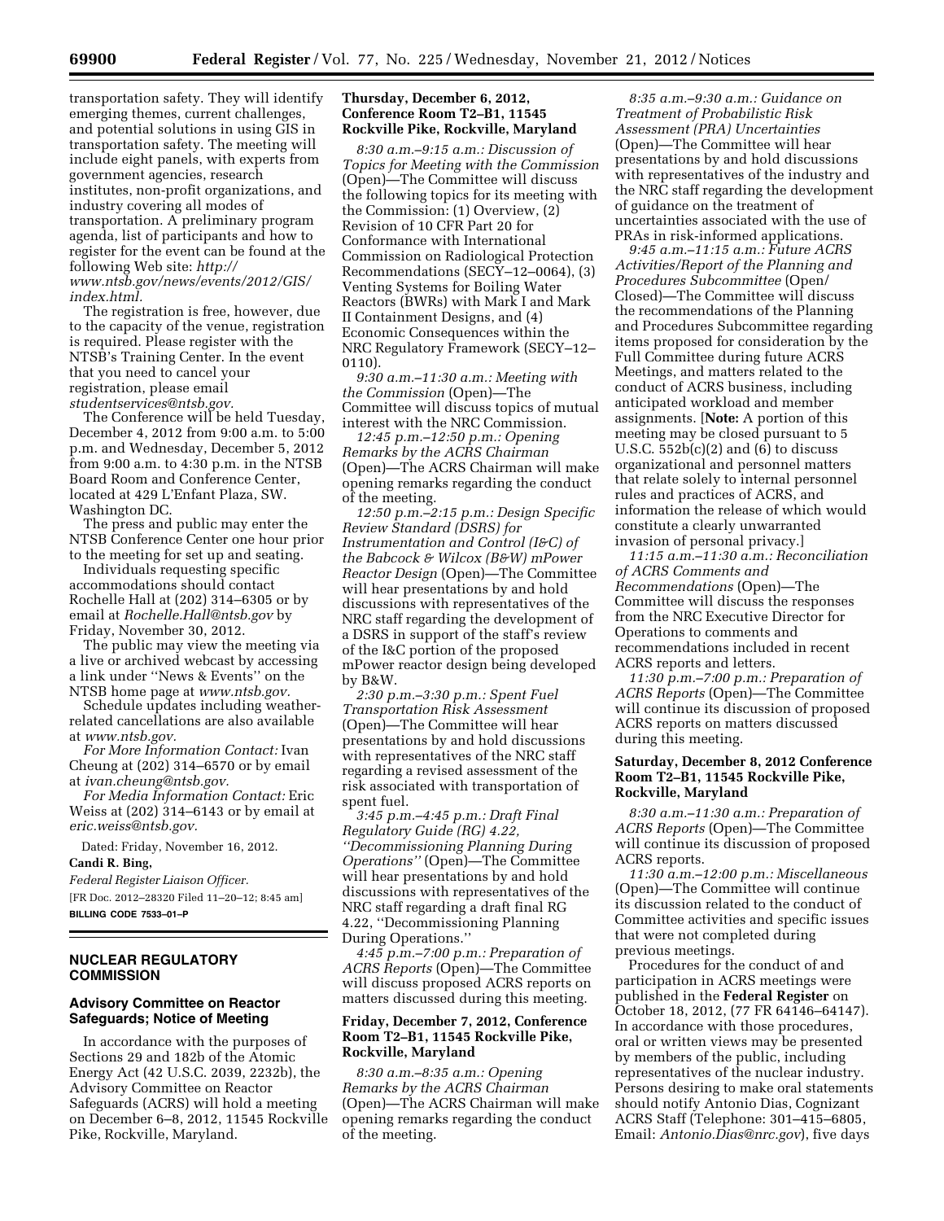transportation safety. They will identify emerging themes, current challenges, and potential solutions in using GIS in transportation safety. The meeting will include eight panels, with experts from government agencies, research institutes, non-profit organizations, and industry covering all modes of transportation. A preliminary program agenda, list of participants and how to register for the event can be found at the following Web site: *http://www.ntsb.gov/news/events/2012/GIS/index.html.*

The registration is free, however, due to the capacity of the venue, registration is required. Please register with the NTSB's Training Center. In the event that you need to cancel your registration, please email *studentservices@ntsb.gov.*

The Conference will be held Tuesday, December 4, 2012 from 9:00 a.m. to 5:00 p.m. and Wednesday, December 5, 2012 from 9:00 a.m. to 4:30 p.m. in the NTSB Board Room and Conference Center, located at 429 L'Enfant Plaza, SW. Washington DC.

The press and public may enter the NTSB Conference Center one hour prior to the meeting for set up and seating.

Individuals requesting specific accommodations should contact Rochelle Hall at (202) 314–6305 or by email at *Rochelle.Hall@ntsb.gov* by Friday, November 30, 2012.

The public may view the meeting via a live or archived webcast by accessing a link under ''News & Events'' on the NTSB home page at *www.ntsb.gov.*

Schedule updates including weather-related cancellations are also available at *www.ntsb.gov.*

*For More Information Contact:* Ivan Cheung at (202) 314–6570 or by email at *ivan.cheung@ntsb.gov.*

*For Media Information Contact:* Eric Weiss at (202) 314–6143 or by email at *eric.weiss@ntsb.gov*.

Dated: Friday, November 16, 2012.

**Candi R. Bing,**

*Federal Register Liaison Officer.*

[FR Doc. 2012–28320 Filed 11–20–12; 8:45 am]

**BILLING CODE 7533–01–P**

## NUCLEAR REGULATORY COMMISSION

### Advisory Committee on Reactor Safeguards; Notice of Meeting

In accordance with the purposes of Sections 29 and 182b of the Atomic Energy Act (42 U.S.C. 2039, 2232b), the Advisory Committee on Reactor Safeguards (ACRS) will hold a meeting on December 6–8, 2012, 11545 Rockville Pike, Rockville, Maryland.

#### Thursday, December 6, 2012, Conference Room T2–B1, 11545 Rockville Pike, Rockville, Maryland

*8:30 a.m.–9:15 a.m.: Discussion of Topics for Meeting with the Commission* (Open)—The Committee will discuss the following topics for its meeting with the Commission: (1) Overview, (2) Revision of 10 CFR Part 20 for Conformance with International Commission on Radiological Protection Recommendations (SECY–12–0064), (3) Venting Systems for Boiling Water Reactors (BWRs) with Mark I and Mark II Containment Designs, and (4) Economic Consequences within the NRC Regulatory Framework (SECY–12–0110).

*9:30 a.m.–11:30 a.m.: Meeting with the Commission* (Open)—The Committee will discuss topics of mutual interest with the NRC Commission.

*12:45 p.m.–12:50 p.m.: Opening Remarks by the ACRS Chairman* (Open)—The ACRS Chairman will make opening remarks regarding the conduct of the meeting.

*12:50 p.m.–2:15 p.m.: Design Specific Review Standard (DSRS) for Instrumentation and Control (I&C) of the Babcock & Wilcox (B&W) mPower Reactor Design* (Open)—The Committee will hear presentations by and hold discussions with representatives of the NRC staff regarding the development of a DSRS in support of the staff's review of the I&C portion of the proposed mPower reactor design being developed by B&W.

*2:30 p.m.–3:30 p.m.: Spent Fuel Transportation Risk Assessment* (Open)—The Committee will hear presentations by and hold discussions with representatives of the NRC staff regarding a revised assessment of the risk associated with transportation of spent fuel.

*3:45 p.m.–4:45 p.m.: Draft Final Regulatory Guide (RG) 4.22, ''Decommissioning Planning During Operations''* (Open)—The Committee will hear presentations by and hold discussions with representatives of the NRC staff regarding a draft final RG 4.22, ''Decommissioning Planning During Operations.''

*4:45 p.m.–7:00 p.m.: Preparation of ACRS Reports* (Open)—The Committee will discuss proposed ACRS reports on matters discussed during this meeting.

#### Friday, December 7, 2012, Conference Room T2–B1, 11545 Rockville Pike, Rockville, Maryland

*8:30 a.m.–8:35 a.m.: Opening Remarks by the ACRS Chairman* (Open)—The ACRS Chairman will make opening remarks regarding the conduct of the meeting.

*8:35 a.m.–9:30 a.m.: Guidance on Treatment of Probabilistic Risk Assessment (PRA) Uncertainties* (Open)—The Committee will hear presentations by and hold discussions with representatives of the industry and the NRC staff regarding the development of guidance on the treatment of uncertainties associated with the use of PRAs in risk-informed applications.

*9:45 a.m.–11:15 a.m.: Future ACRS Activities/Report of the Planning and Procedures Subcommittee* (Open/Closed)—The Committee will discuss the recommendations of the Planning and Procedures Subcommittee regarding items proposed for consideration by the Full Committee during future ACRS Meetings, and matters related to the conduct of ACRS business, including anticipated workload and member assignments. [**Note:** A portion of this meeting may be closed pursuant to 5 U.S.C. 552b(c)(2) and (6) to discuss organizational and personnel matters that relate solely to internal personnel rules and practices of ACRS, and information the release of which would constitute a clearly unwarranted invasion of personal privacy.]

*11:15 a.m.–11:30 a.m.: Reconciliation of ACRS Comments and Recommendations* (Open)—The Committee will discuss the responses from the NRC Executive Director for Operations to comments and recommendations included in recent ACRS reports and letters.

*11:30 p.m.–7:00 p.m.: Preparation of ACRS Reports* (Open)—The Committee will continue its discussion of proposed ACRS reports on matters discussed during this meeting.

#### Saturday, December 8, 2012 Conference Room T2–B1, 11545 Rockville Pike, Rockville, Maryland

*8:30 a.m.–11:30 a.m.: Preparation of ACRS Reports* (Open)—The Committee will continue its discussion of proposed ACRS reports.

*11:30 a.m.–12:00 p.m.: Miscellaneous* (Open)—The Committee will continue its discussion related to the conduct of Committee activities and specific issues that were not completed during previous meetings.

Procedures for the conduct of and participation in ACRS meetings were published in the **Federal Register** on October 18, 2012, (77 FR 64146–64147). In accordance with those procedures, oral or written views may be presented by members of the public, including representatives of the nuclear industry. Persons desiring to make oral statements should notify Antonio Dias, Cognizant ACRS Staff (Telephone: 301–415–6805, Email: *Antonio.Dias@nrc.gov*), five days